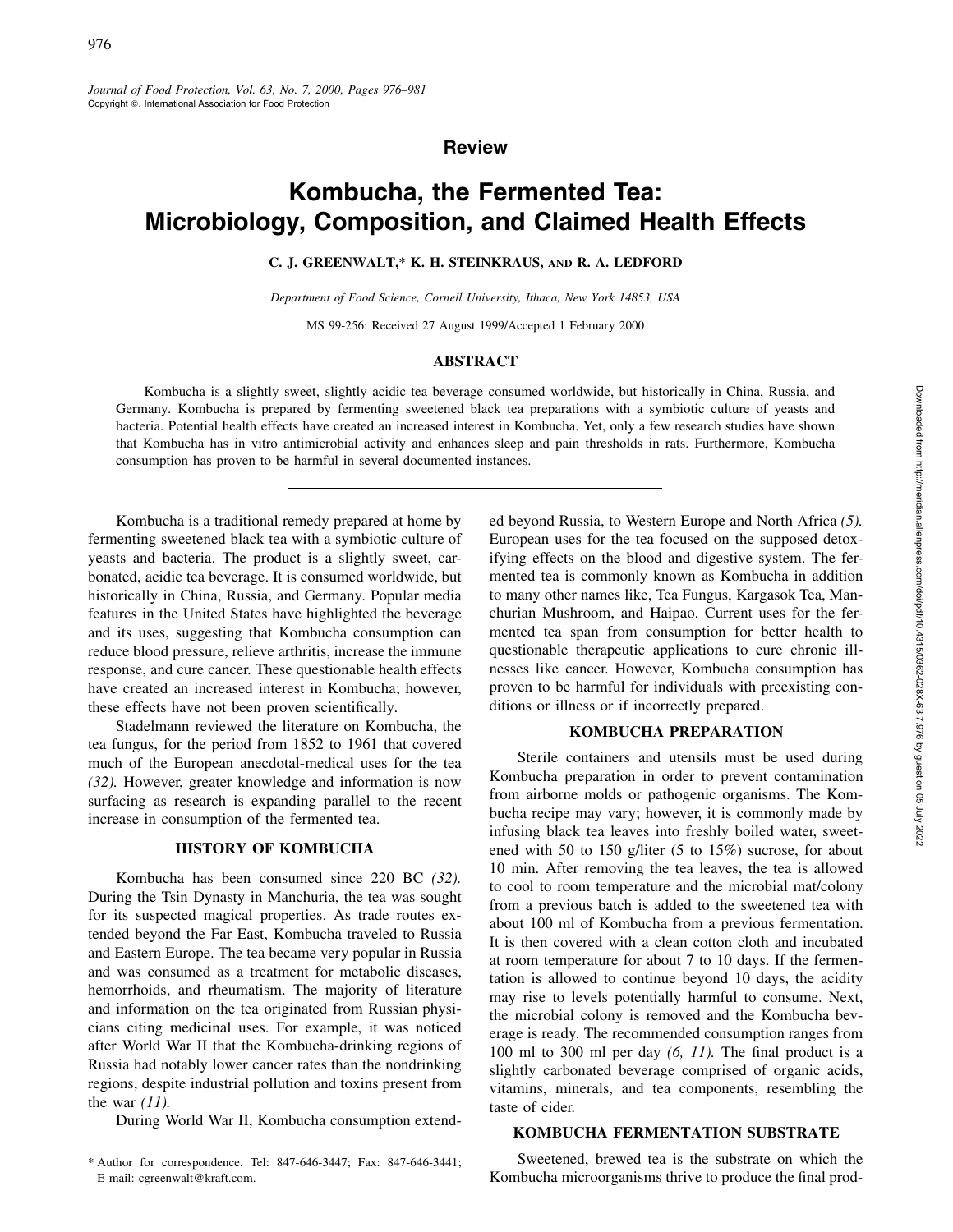*Journal of Food Protection, Vol. 63, No. 7, 2000, Pages 976–981*
Copyright ©, International Association for Food Protection

**Review**

# Kombucha, the Fermented Tea: Microbiology, Composition, and Claimed Health Effects

**C. J. GREENWALT,* K. H. STEINKRAUS, AND R. A. LEDFORD**

*Department of Food Science, Cornell University, Ithaca, New York 14853, USA*

MS 99-256: Received 27 August 1999/Accepted 1 February 2000

## ABSTRACT

Kombucha is a slightly sweet, slightly acidic tea beverage consumed worldwide, but historically in China, Russia, and Germany. Kombucha is prepared by fermenting sweetened black tea preparations with a symbiotic culture of yeasts and bacteria. Potential health effects have created an increased interest in Kombucha. Yet, only a few research studies have shown that Kombucha has in vitro antimicrobial activity and enhances sleep and pain thresholds in rats. Furthermore, Kombucha consumption has proven to be harmful in several documented instances.

Kombucha is a traditional remedy prepared at home by fermenting sweetened black tea with a symbiotic culture of yeasts and bacteria. The product is a slightly sweet, carbonated, acidic tea beverage. It is consumed worldwide, but historically in China, Russia, and Germany. Popular media features in the United States have highlighted the beverage and its uses, suggesting that Kombucha consumption can reduce blood pressure, relieve arthritis, increase the immune response, and cure cancer. These questionable health effects have created an increased interest in Kombucha; however, these effects have not been proven scientifically.

Stadelmann reviewed the literature on Kombucha, the tea fungus, for the period from 1852 to 1961 that covered much of the European anecdotal-medical uses for the tea *(32).* However, greater knowledge and information is now surfacing as research is expanding parallel to the recent increase in consumption of the fermented tea.

## HISTORY OF KOMBUCHA

Kombucha has been consumed since 220 BC *(32).* During the Tsin Dynasty in Manchuria, the tea was sought for its suspected magical properties. As trade routes extended beyond the Far East, Kombucha traveled to Russia and Eastern Europe. The tea became very popular in Russia and was consumed as a treatment for metabolic diseases, hemorrhoids, and rheumatism. The majority of literature and information on the tea originated from Russian physicians citing medicinal uses. For example, it was noticed after World War II that the Kombucha-drinking regions of Russia had notably lower cancer rates than the nondrinking regions, despite industrial pollution and toxins present from the war *(11).*

During World War II, Kombucha consumption extended beyond Russia, to Western Europe and North Africa *(5).* European uses for the tea focused on the supposed detoxifying effects on the blood and digestive system. The fermented tea is commonly known as Kombucha in addition to many other names like, Tea Fungus, Kargasok Tea, Manchurian Mushroom, and Haipao. Current uses for the fermented tea span from consumption for better health to questionable therapeutic applications to cure chronic illnesses like cancer. However, Kombucha consumption has proven to be harmful for individuals with preexisting conditions or illness or if incorrectly prepared.

## KOMBUCHA PREPARATION

Sterile containers and utensils must be used during Kombucha preparation in order to prevent contamination from airborne molds or pathogenic organisms. The Kombucha recipe may vary; however, it is commonly made by infusing black tea leaves into freshly boiled water, sweetened with 50 to 150 g/liter (5 to 15%) sucrose, for about 10 min. After removing the tea leaves, the tea is allowed to cool to room temperature and the microbial mat/colony from a previous batch is added to the sweetened tea with about 100 ml of Kombucha from a previous fermentation. It is then covered with a clean cotton cloth and incubated at room temperature for about 7 to 10 days. If the fermentation is allowed to continue beyond 10 days, the acidity may rise to levels potentially harmful to consume. Next, the microbial colony is removed and the Kombucha beverage is ready. The recommended consumption ranges from 100 ml to 300 ml per day *(6, 11).* The final product is a slightly carbonated beverage comprised of organic acids, vitamins, minerals, and tea components, resembling the taste of cider.

## KOMBUCHA FERMENTATION SUBSTRATE

Sweetened, brewed tea is the substrate on which the Kombucha microorganisms thrive to produce the final prod-

\* Author for correspondence. Tel: 847-646-3447; Fax: 847-646-3441; E-mail: cgreenwalt@kraft.com.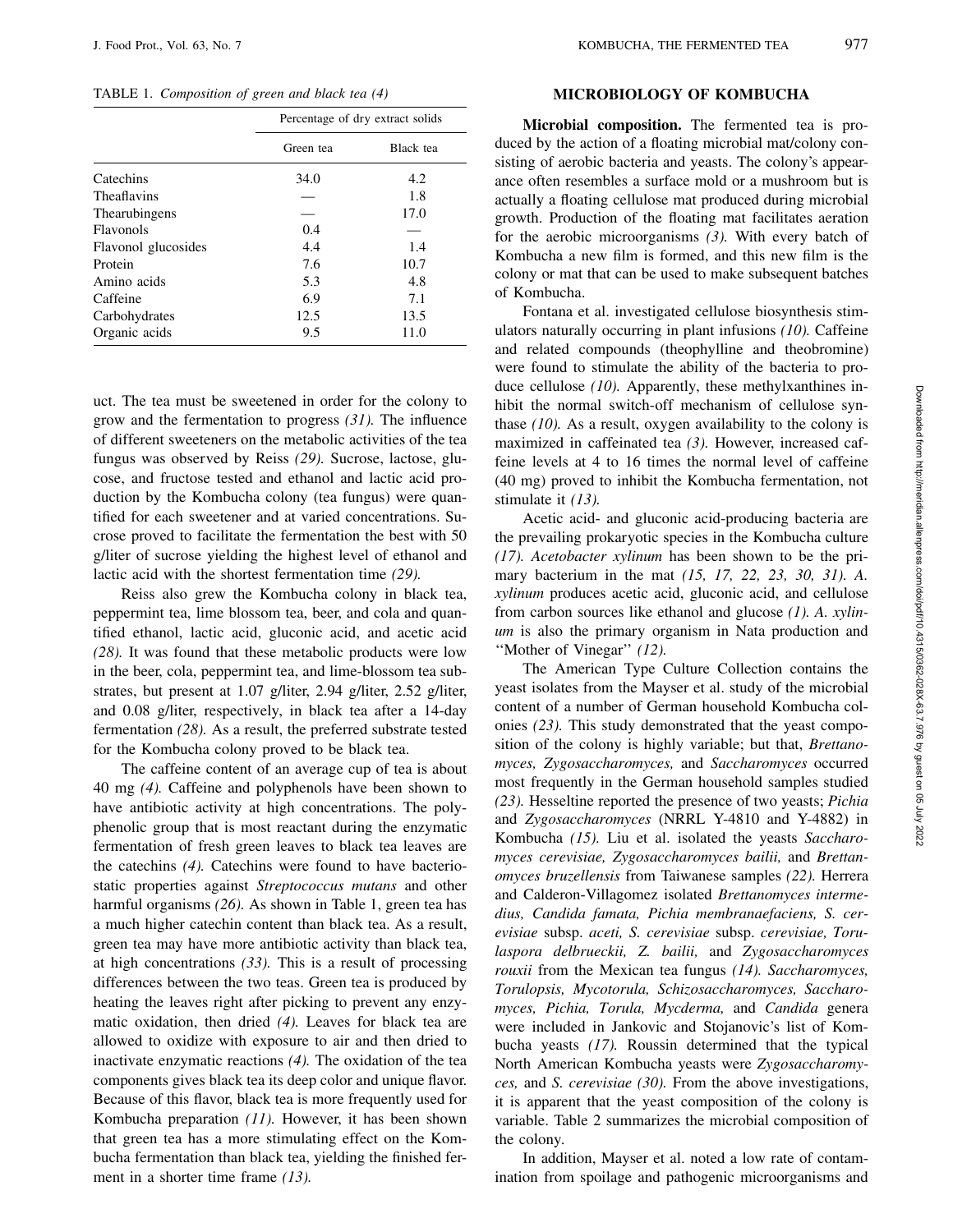TABLE 1. *Composition of green and black tea (4)*

| | Percentage of dry extract solids | |
|---|---|---|
| | Green tea | Black tea |
| Catechins | 34.0 | 4.2 |
| Theaflavins | — | 1.8 |
| Thearubingens | — | 17.0 |
| Flavonols | 0.4 | — |
| Flavonol glucosides | 4.4 | 1.4 |
| Protein | 7.6 | 10.7 |
| Amino acids | 5.3 | 4.8 |
| Caffeine | 6.9 | 7.1 |
| Carbohydrates | 12.5 | 13.5 |
| Organic acids | 9.5 | 11.0 |

uct. The tea must be sweetened in order for the colony to grow and the fermentation to progress *(31).* The influence of different sweeteners on the metabolic activities of the tea fungus was observed by Reiss *(29).* Sucrose, lactose, glucose, and fructose tested and ethanol and lactic acid production by the Kombucha colony (tea fungus) were quantified for each sweetener and at varied concentrations. Sucrose proved to facilitate the fermentation the best with 50 g/liter of sucrose yielding the highest level of ethanol and lactic acid with the shortest fermentation time *(29).*

Reiss also grew the Kombucha colony in black tea, peppermint tea, lime blossom tea, beer, and cola and quantified ethanol, lactic acid, gluconic acid, and acetic acid *(28).* It was found that these metabolic products were low in the beer, cola, peppermint tea, and lime-blossom tea substrates, but present at 1.07 g/liter, 2.94 g/liter, 2.52 g/liter, and 0.08 g/liter, respectively, in black tea after a 14-day fermentation *(28).* As a result, the preferred substrate tested for the Kombucha colony proved to be black tea.

The caffeine content of an average cup of tea is about 40 mg *(4).* Caffeine and polyphenols have been shown to have antibiotic activity at high concentrations. The polyphenolic group that is most reactant during the enzymatic fermentation of fresh green leaves to black tea leaves are the catechins *(4).* Catechins were found to have bacteriostatic properties against *Streptococcus mutans* and other harmful organisms *(26).* As shown in Table 1, green tea has a much higher catechin content than black tea. As a result, green tea may have more antibiotic activity than black tea, at high concentrations *(33).* This is a result of processing differences between the two teas. Green tea is produced by heating the leaves right after picking to prevent any enzymatic oxidation, then dried *(4).* Leaves for black tea are allowed to oxidize with exposure to air and then dried to inactivate enzymatic reactions *(4).* The oxidation of the tea components gives black tea its deep color and unique flavor. Because of this flavor, black tea is more frequently used for Kombucha preparation *(11).* However, it has been shown that green tea has a more stimulating effect on the Kombucha fermentation than black tea, yielding the finished ferment in a shorter time frame *(13).*

## MICROBIOLOGY OF KOMBUCHA

**Microbial composition.** The fermented tea is produced by the action of a floating microbial mat/colony consisting of aerobic bacteria and yeasts. The colony's appearance often resembles a surface mold or a mushroom but is actually a floating cellulose mat produced during microbial growth. Production of the floating mat facilitates aeration for the aerobic microorganisms *(3).* With every batch of Kombucha a new film is formed, and this new film is the colony or mat that can be used to make subsequent batches of Kombucha.

Fontana et al. investigated cellulose biosynthesis stimulators naturally occurring in plant infusions *(10).* Caffeine and related compounds (theophylline and theobromine) were found to stimulate the ability of the bacteria to produce cellulose *(10).* Apparently, these methylxanthines inhibit the normal switch-off mechanism of cellulose synthase *(10).* As a result, oxygen availability to the colony is maximized in caffeinated tea *(3).* However, increased caffeine levels at 4 to 16 times the normal level of caffeine (40 mg) proved to inhibit the Kombucha fermentation, not stimulate it *(13).*

Acetic acid- and gluconic acid-producing bacteria are the prevailing prokaryotic species in the Kombucha culture *(17). Acetobacter xylinum* has been shown to be the primary bacterium in the mat *(15, 17, 22, 23, 30, 31). A. xylinum* produces acetic acid, gluconic acid, and cellulose from carbon sources like ethanol and glucose *(1). A. xylinum* is also the primary organism in Nata production and "Mother of Vinegar" *(12).*

The American Type Culture Collection contains the yeast isolates from the Mayser et al. study of the microbial content of a number of German household Kombucha colonies *(23).* This study demonstrated that the yeast composition of the colony is highly variable; but that, *Brettanomyces, Zygosaccharomyces,* and *Saccharomyces* occurred most frequently in the German household samples studied *(23).* Hesseltine reported the presence of two yeasts; *Pichia* and *Zygosaccharomyces* (NRRL Y-4810 and Y-4882) in Kombucha *(15).* Liu et al. isolated the yeasts *Saccharomyces cerevisiae, Zygosaccharomyces bailii,* and *Brettanomyces bruzellensis* from Taiwanese samples *(22).* Herrera and Calderon-Villagomez isolated *Brettanomyces intermedius, Candida famata, Pichia membranaefaciens, S. cerevisiae* subsp. *aceti, S. cerevisiae* subsp. *cerevisiae, Torulaspora delbrueckii, Z. bailii,* and *Zygosaccharomyces rouxii* from the Mexican tea fungus *(14). Saccharomyces, Torulopsis, Mycotorula, Schizosaccharomyces, Saccharomyces, Pichia, Torula, Mycderma,* and *Candida* genera were included in Jankovic and Stojanovic's list of Kombucha yeasts *(17).* Roussin determined that the typical North American Kombucha yeasts were *Zygosaccharomyces,* and *S. cerevisiae (30).* From the above investigations, it is apparent that the yeast composition of the colony is variable. Table 2 summarizes the microbial composition of the colony.

In addition, Mayser et al. noted a low rate of contamination from spoilage and pathogenic microorganisms and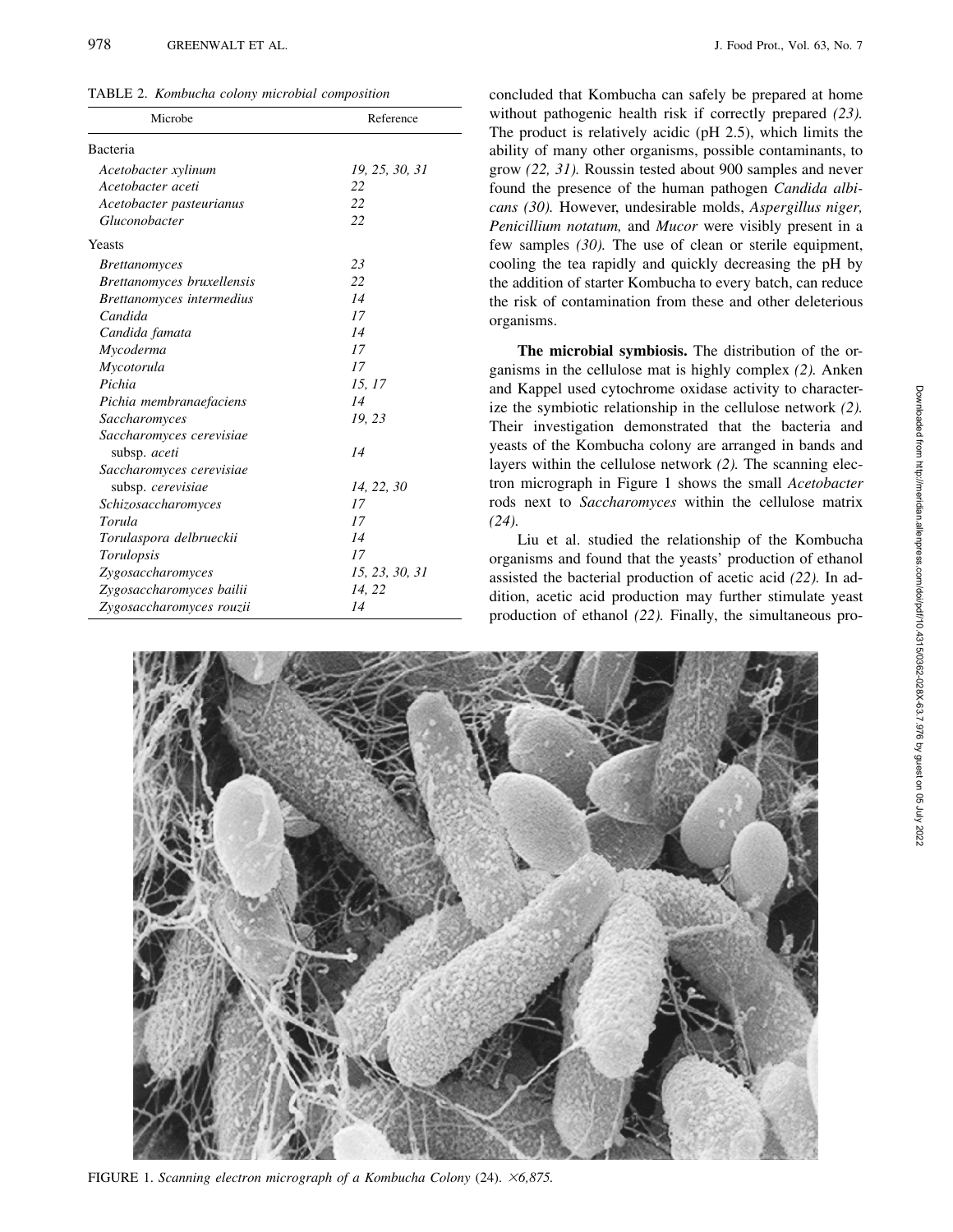TABLE 2. *Kombucha colony microbial composition*

| Microbe | Reference |
|---|---|
| Bacteria | |
| *Acetobacter xylinum* | *19, 25, 30, 31* |
| *Acetobacter aceti* | *22* |
| *Acetobacter pasteurianus* | *22* |
| *Gluconobacter* | *22* |
| Yeasts | |
| *Brettanomyces* | *23* |
| *Brettanomyces bruxellensis* | *22* |
| *Brettanomyces intermedius* | *14* |
| *Candida* | *17* |
| *Candida famata* | *14* |
| *Mycoderma* | *17* |
| *Mycotorula* | *17* |
| *Pichia* | *15, 17* |
| *Pichia membranaefaciens* | *14* |
| *Saccharomyces* | *19, 23* |
| *Saccharomyces cerevisiae* subsp. *aceti* | *14* |
| *Saccharomyces cerevisiae* subsp. *cerevisiae* | *14, 22, 30* |
| *Schizosaccharomyces* | *17* |
| *Torula* | *17* |
| *Torulaspora delbrueckii* | *14* |
| *Torulopsis* | *17* |
| *Zygosaccharomyces* | *15, 23, 30, 31* |
| *Zygosaccharomyces bailii* | *14, 22* |
| *Zygosaccharomyces rouzii* | *14* |

concluded that Kombucha can safely be prepared at home without pathogenic health risk if correctly prepared *(23)*. The product is relatively acidic (pH 2.5), which limits the ability of many other organisms, possible contaminants, to grow *(22, 31)*. Roussin tested about 900 samples and never found the presence of the human pathogen *Candida albicans (30)*. However, undesirable molds, *Aspergillus niger, Penicillium notatum,* and *Mucor* were visibly present in a few samples *(30)*. The use of clean or sterile equipment, cooling the tea rapidly and quickly decreasing the pH by the addition of starter Kombucha to every batch, can reduce the risk of contamination from these and other deleterious organisms.

**The microbial symbiosis.** The distribution of the organisms in the cellulose mat is highly complex *(2)*. Anken and Kappel used cytochrome oxidase activity to characterize the symbiotic relationship in the cellulose network *(2)*. Their investigation demonstrated that the bacteria and yeasts of the Kombucha colony are arranged in bands and layers within the cellulose network *(2)*. The scanning electron micrograph in Figure 1 shows the small *Acetobacter* rods next to *Saccharomyces* within the cellulose matrix *(24)*.

Liu et al. studied the relationship of the Kombucha organisms and found that the yeasts' production of ethanol assisted the bacterial production of acetic acid *(22)*. In addition, acetic acid production may further stimulate yeast production of ethanol *(22)*. Finally, the simultaneous pro-

FIGURE 1. *Scanning electron micrograph of a Kombucha Colony* (24). *×6,875.*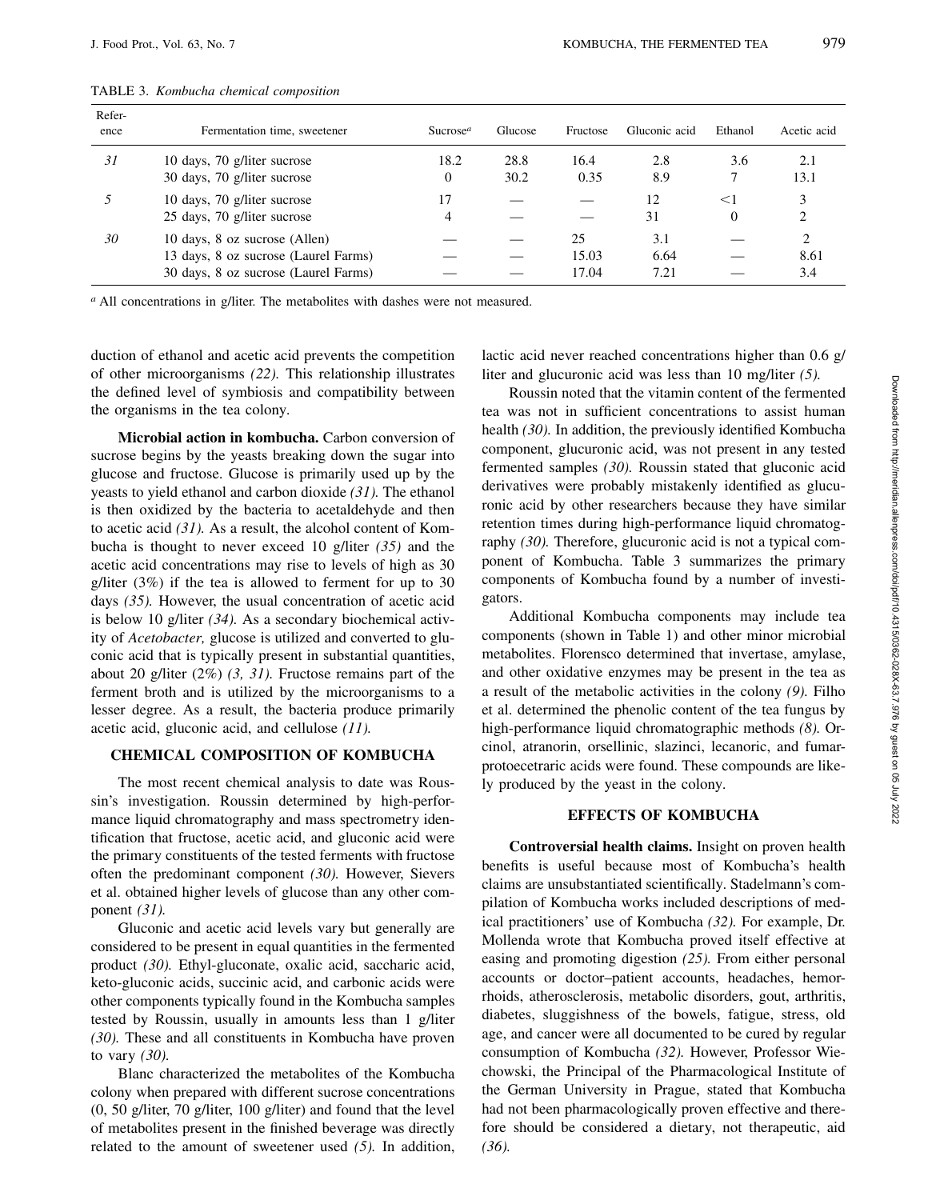TABLE 3. *Kombucha chemical composition*

| Reference | Fermentation time, sweetener | Sucrose[a] | Glucose | Fructose | Gluconic acid | Ethanol | Acetic acid |
|---|---|---|---|---|---|---|---|
| *31* | 10 days, 70 g/liter sucrose | 18.2 | 28.8 | 16.4 | 2.8 | 3.6 | 2.1 |
| | 30 days, 70 g/liter sucrose | 0 | 30.2 | 0.35 | 8.9 | 7 | 13.1 |
| *5* | 10 days, 70 g/liter sucrose | 17 | — | — | 12 | <1 | 3 |
| | 25 days, 70 g/liter sucrose | 4 | — | — | 31 | 0 | 2 |
| *30* | 10 days, 8 oz sucrose (Allen) | — | — | 25 | 3.1 | — | 2 |
| | 13 days, 8 oz sucrose (Laurel Farms) | — | — | 15.03 | 6.64 | — | 8.61 |
| | 30 days, 8 oz sucrose (Laurel Farms) | — | — | 17.04 | 7.21 | — | 3.4 |

[a] All concentrations in g/liter. The metabolites with dashes were not measured.

duction of ethanol and acetic acid prevents the competition of other microorganisms *(22)*. This relationship illustrates the defined level of symbiosis and compatibility between the organisms in the tea colony.

**Microbial action in kombucha.** Carbon conversion of sucrose begins by the yeasts breaking down the sugar into glucose and fructose. Glucose is primarily used up by the yeasts to yield ethanol and carbon dioxide *(31)*. The ethanol is then oxidized by the bacteria to acetaldehyde and then to acetic acid *(31)*. As a result, the alcohol content of Kombucha is thought to never exceed 10 g/liter *(35)* and the acetic acid concentrations may rise to levels of high as 30 g/liter (3%) if the tea is allowed to ferment for up to 30 days *(35)*. However, the usual concentration of acetic acid is below 10 g/liter *(34)*. As a secondary biochemical activity of *Acetobacter,* glucose is utilized and converted to gluconic acid that is typically present in substantial quantities, about 20 g/liter (2%) *(3, 31)*. Fructose remains part of the ferment broth and is utilized by the microorganisms to a lesser degree. As a result, the bacteria produce primarily acetic acid, gluconic acid, and cellulose *(11)*.

## CHEMICAL COMPOSITION OF KOMBUCHA

The most recent chemical analysis to date was Roussin's investigation. Roussin determined by high-performance liquid chromatography and mass spectrometry identification that fructose, acetic acid, and gluconic acid were the primary constituents of the tested ferments with fructose often the predominant component *(30)*. However, Sievers et al. obtained higher levels of glucose than any other component *(31)*.

Gluconic and acetic acid levels vary but generally are considered to be present in equal quantities in the fermented product *(30)*. Ethyl-gluconate, oxalic acid, saccharic acid, keto-gluconic acids, succinic acid, and carbonic acids were other components typically found in the Kombucha samples tested by Roussin, usually in amounts less than 1 g/liter *(30)*. These and all constituents in Kombucha have proven to vary *(30)*.

Blanc characterized the metabolites of the Kombucha colony when prepared with different sucrose concentrations (0, 50 g/liter, 70 g/liter, 100 g/liter) and found that the level of metabolites present in the finished beverage was directly related to the amount of sweetener used *(5)*. In addition, lactic acid never reached concentrations higher than 0.6 g/liter and glucuronic acid was less than 10 mg/liter *(5)*.

Roussin noted that the vitamin content of the fermented tea was not in sufficient concentrations to assist human health *(30)*. In addition, the previously identified Kombucha component, glucuronic acid, was not present in any tested fermented samples *(30)*. Roussin stated that gluconic acid derivatives were probably mistakenly identified as glucuronic acid by other researchers because they have similar retention times during high-performance liquid chromatography *(30)*. Therefore, glucuronic acid is not a typical component of Kombucha. Table 3 summarizes the primary components of Kombucha found by a number of investigators.

Additional Kombucha components may include tea components (shown in Table 1) and other minor microbial metabolites. Florensco determined that invertase, amylase, and other oxidative enzymes may be present in the tea as a result of the metabolic activities in the colony *(9)*. Filho et al. determined the phenolic content of the tea fungus by high-performance liquid chromatographic methods *(8)*. Orcinol, atranorin, orsellinic, slazinci, lecanoric, and fumarprotoecetraric acids were found. These compounds are likely produced by the yeast in the colony.

## EFFECTS OF KOMBUCHA

**Controversial health claims.** Insight on proven health benefits is useful because most of Kombucha's health claims are unsubstantiated scientifically. Stadelmann's compilation of Kombucha works included descriptions of medical practitioners' use of Kombucha *(32)*. For example, Dr. Mollenda wrote that Kombucha proved itself effective at easing and promoting digestion *(25)*. From either personal accounts or doctor–patient accounts, headaches, hemorrhoids, atherosclerosis, metabolic disorders, gout, arthritis, diabetes, sluggishness of the bowels, fatigue, stress, old age, and cancer were all documented to be cured by regular consumption of Kombucha *(32)*. However, Professor Wiechowski, the Principal of the Pharmacological Institute of the German University in Prague, stated that Kombucha had not been pharmacologically proven effective and therefore should be considered a dietary, not therapeutic, aid *(36)*.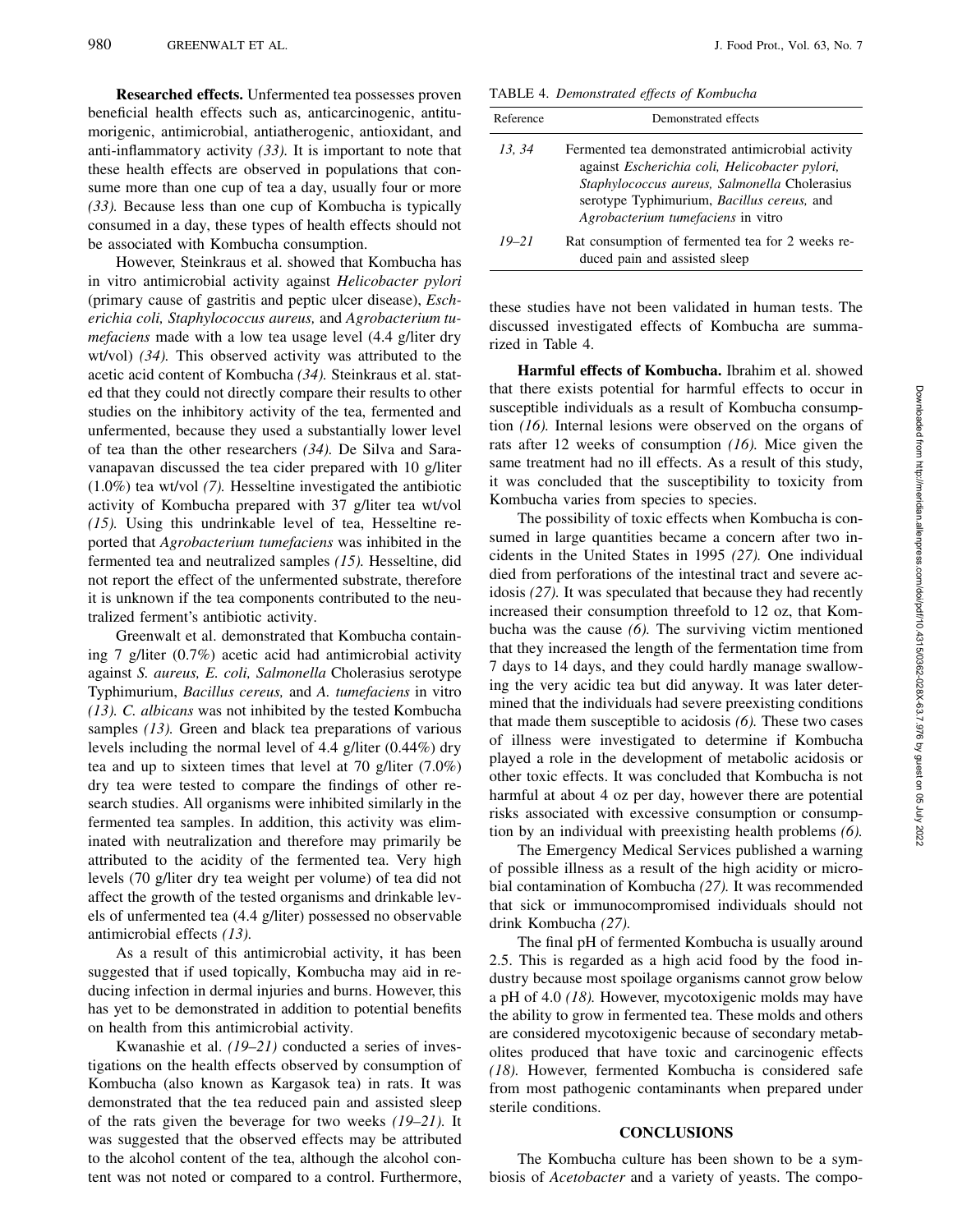**Researched effects.** Unfermented tea possesses proven beneficial health effects such as, anticarcinogenic, antitumorigenic, antimicrobial, antiatherogenic, antioxidant, and anti-inflammatory activity *(33).* It is important to note that these health effects are observed in populations that consume more than one cup of tea a day, usually four or more *(33).* Because less than one cup of Kombucha is typically consumed in a day, these types of health effects should not be associated with Kombucha consumption.

However, Steinkraus et al. showed that Kombucha has in vitro antimicrobial activity against *Helicobacter pylori* (primary cause of gastritis and peptic ulcer disease), *Escherichia coli, Staphylococcus aureus,* and *Agrobacterium tumefaciens* made with a low tea usage level (4.4 g/liter dry wt/vol) *(34).* This observed activity was attributed to the acetic acid content of Kombucha *(34).* Steinkraus et al. stated that they could not directly compare their results to other studies on the inhibitory activity of the tea, fermented and unfermented, because they used a substantially lower level of tea than the other researchers *(34).* De Silva and Saravanapavan discussed the tea cider prepared with 10 g/liter (1.0%) tea wt/vol *(7).* Hesseltine investigated the antibiotic activity of Kombucha prepared with 37 g/liter tea wt/vol *(15).* Using this undrinkable level of tea, Hesseltine reported that *Agrobacterium tumefaciens* was inhibited in the fermented tea and neutralized samples *(15).* Hesseltine, did not report the effect of the unfermented substrate, therefore it is unknown if the tea components contributed to the neutralized ferment's antibiotic activity.

Greenwalt et al. demonstrated that Kombucha containing 7 g/liter (0.7%) acetic acid had antimicrobial activity against *S. aureus, E. coli, Salmonella* Cholerasius serotype Typhimurium, *Bacillus cereus,* and *A. tumefaciens* in vitro *(13). C. albicans* was not inhibited by the tested Kombucha samples *(13).* Green and black tea preparations of various levels including the normal level of 4.4 g/liter (0.44%) dry tea and up to sixteen times that level at 70 g/liter (7.0%) dry tea were tested to compare the findings of other research studies. All organisms were inhibited similarly in the fermented tea samples. In addition, this activity was eliminated with neutralization and therefore may primarily be attributed to the acidity of the fermented tea. Very high levels (70 g/liter dry tea weight per volume) of tea did not affect the growth of the tested organisms and drinkable levels of unfermented tea (4.4 g/liter) possessed no observable antimicrobial effects *(13).*

As a result of this antimicrobial activity, it has been suggested that if used topically, Kombucha may aid in reducing infection in dermal injuries and burns. However, this has yet to be demonstrated in addition to potential benefits on health from this antimicrobial activity.

Kwanashie et al. *(19–21)* conducted a series of investigations on the health effects observed by consumption of Kombucha (also known as Kargasok tea) in rats. It was demonstrated that the tea reduced pain and assisted sleep of the rats given the beverage for two weeks *(19–21).* It was suggested that the observed effects may be attributed to the alcohol content of the tea, although the alcohol content was not noted or compared to a control. Furthermore, these studies have not been validated in human tests. The discussed investigated effects of Kombucha are summarized in Table 4.

TABLE 4. *Demonstrated effects of Kombucha*

| Reference | Demonstrated effects |
|---|---|
| *13, 34* | Fermented tea demonstrated antimicrobial activity against *Escherichia coli, Helicobacter pylori, Staphylococcus aureus, Salmonella* Cholerasius serotype Typhimurium, *Bacillus cereus,* and *Agrobacterium tumefaciens* in vitro |
| *19–21* | Rat consumption of fermented tea for 2 weeks reduced pain and assisted sleep |

**Harmful effects of Kombucha.** Ibrahim et al. showed that there exists potential for harmful effects to occur in susceptible individuals as a result of Kombucha consumption *(16).* Internal lesions were observed on the organs of rats after 12 weeks of consumption *(16).* Mice given the same treatment had no ill effects. As a result of this study, it was concluded that the susceptibility to toxicity from Kombucha varies from species to species.

The possibility of toxic effects when Kombucha is consumed in large quantities became a concern after two incidents in the United States in 1995 *(27).* One individual died from perforations of the intestinal tract and severe acidosis *(27).* It was speculated that because they had recently increased their consumption threefold to 12 oz, that Kombucha was the cause *(6).* The surviving victim mentioned that they increased the length of the fermentation time from 7 days to 14 days, and they could hardly manage swallowing the very acidic tea but did anyway. It was later determined that the individuals had severe preexisting conditions that made them susceptible to acidosis *(6).* These two cases of illness were investigated to determine if Kombucha played a role in the development of metabolic acidosis or other toxic effects. It was concluded that Kombucha is not harmful at about 4 oz per day, however there are potential risks associated with excessive consumption or consumption by an individual with preexisting health problems *(6).*

The Emergency Medical Services published a warning of possible illness as a result of the high acidity or microbial contamination of Kombucha *(27).* It was recommended that sick or immunocompromised individuals should not drink Kombucha *(27).*

The final pH of fermented Kombucha is usually around 2.5. This is regarded as a high acid food by the food industry because most spoilage organisms cannot grow below a pH of 4.0 *(18).* However, mycotoxigenic molds may have the ability to grow in fermented tea. These molds and others are considered mycotoxigenic because of secondary metabolites produced that have toxic and carcinogenic effects *(18).* However, fermented Kombucha is considered safe from most pathogenic contaminants when prepared under sterile conditions.

## CONCLUSIONS

The Kombucha culture has been shown to be a symbiosis of *Acetobacter* and a variety of yeasts. The compo-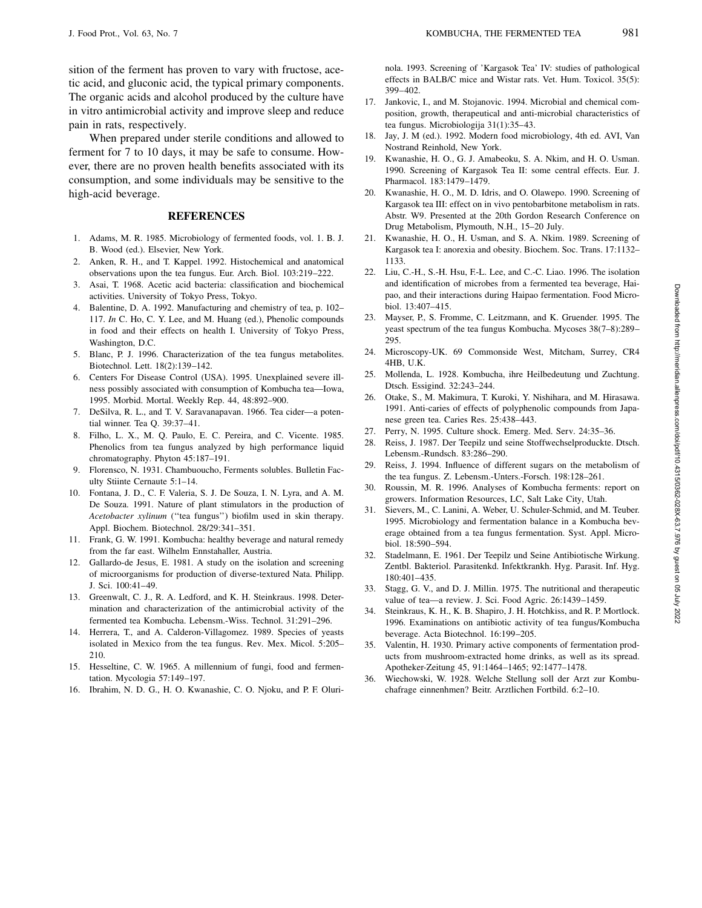sition of the ferment has proven to vary with fructose, acetic acid, and gluconic acid, the typical primary components. The organic acids and alcohol produced by the culture have in vitro antimicrobial activity and improve sleep and reduce pain in rats, respectively.

When prepared under sterile conditions and allowed to ferment for 7 to 10 days, it may be safe to consume. However, there are no proven health benefits associated with its consumption, and some individuals may be sensitive to the high-acid beverage.

## REFERENCES

1. Adams, M. R. 1985. Microbiology of fermented foods, vol. 1. B. J. B. Wood (ed.). Elsevier, New York.
2. Anken, R. H., and T. Kappel. 1992. Histochemical and anatomical observations upon the tea fungus. Eur. Arch. Biol. 103:219–222.
3. Asai, T. 1968. Acetic acid bacteria: classification and biochemical activities. University of Tokyo Press, Tokyo.
4. Balentine, D. A. 1992. Manufacturing and chemistry of tea, p. 102–117. *In* C. Ho, C. Y. Lee, and M. Huang (ed.), Phenolic compounds in food and their effects on health I. University of Tokyo Press, Washington, D.C.
5. Blanc, P. J. 1996. Characterization of the tea fungus metabolites. Biotechnol. Lett. 18(2):139–142.
6. Centers For Disease Control (USA). 1995. Unexplained severe illness possibly associated with consumption of Kombucha tea—Iowa, 1995. Morbid. Mortal. Weekly Rep. 44, 48:892–900.
7. DeSilva, R. L., and T. V. Saravanapavan. 1966. Tea cider—a potential winner. Tea Q. 39:37–41.
8. Filho, L. X., M. Q. Paulo, E. C. Pereira, and C. Vicente. 1985. Phenolics from tea fungus analyzed by high performance liquid chromatography. Phyton 45:187–191.
9. Florensco, N. 1931. Chambuoucho, Ferments solubles. Bulletin Faculty Stiinte Cernaute 5:1–14.
10. Fontana, J. D., C. F. Valeria, S. J. De Souza, I. N. Lyra, and A. M. De Souza. 1991. Nature of plant stimulators in the production of *Acetobacter xylinum* (''tea fungus'') biofilm used in skin therapy. Appl. Biochem. Biotechnol. 28/29:341–351.
11. Frank, G. W. 1991. Kombucha: healthy beverage and natural remedy from the far east. Wilhelm Ennstahaller, Austria.
12. Gallardo-de Jesus, E. 1981. A study on the isolation and screening of microorganisms for production of diverse-textured Nata. Philipp. J. Sci. 100:41–49.
13. Greenwalt, C. J., R. A. Ledford, and K. H. Steinkraus. 1998. Determination and characterization of the antimicrobial activity of the fermented tea Kombucha. Lebensm.-Wiss. Technol. 31:291–296.
14. Herrera, T., and A. Calderon-Villagomez. 1989. Species of yeasts isolated in Mexico from the tea fungus. Rev. Mex. Micol. 5:205–210.
15. Hesseltine, C. W. 1965. A millennium of fungi, food and fermentation. Mycologia 57:149–197.
16. Ibrahim, N. D. G., H. O. Kwanashie, C. O. Njoku, and P. F. Olurinola. 1993. Screening of 'Kargasok Tea' IV: studies of pathological effects in BALB/C mice and Wistar rats. Vet. Hum. Toxicol. 35(5): 399–402.
17. Jankovic, I., and M. Stojanovic. 1994. Microbial and chemical composition, growth, therapeutical and anti-microbial characteristics of tea fungus. Microbiologija 31(1):35–43.
18. Jay, J. M (ed.). 1992. Modern food microbiology, 4th ed. AVI, Van Nostrand Reinhold, New York.
19. Kwanashie, H. O., G. J. Amabeoku, S. A. Nkim, and H. O. Usman. 1990. Screening of Kargasok Tea II: some central effects. Eur. J. Pharmacol. 183:1479–1479.
20. Kwanashie, H. O., M. D. Idris, and O. Olawepo. 1990. Screening of Kargasok tea III: effect on in vivo pentobarbitone metabolism in rats. Abstr. W9. Presented at the 20th Gordon Research Conference on Drug Metabolism, Plymouth, N.H., 15–20 July.
21. Kwanashie, H. O., H. Usman, and S. A. Nkim. 1989. Screening of Kargasok tea I: anorexia and obesity. Biochem. Soc. Trans. 17:1132–1133.
22. Liu, C.-H., S.-H. Hsu, F.-L. Lee, and C.-C. Liao. 1996. The isolation and identification of microbes from a fermented tea beverage, Haipao, and their interactions during Haipao fermentation. Food Microbiol. 13:407–415.
23. Mayser, P., S. Fromme, C. Leitzmann, and K. Gruender. 1995. The yeast spectrum of the tea fungus Kombucha. Mycoses 38(7–8):289–295.
24. Microscopy-UK. 69 Commonside West, Mitcham, Surrey, CR4 4HB, U.K.
25. Mollenda, L. 1928. Kombucha, ihre Heilbedeutung und Zuchtung. Dtsch. Essigind. 32:243–244.
26. Otake, S., M. Makimura, T. Kuroki, Y. Nishihara, and M. Hirasawa. 1991. Anti-caries of effects of polyphenolic compounds from Japanese green tea. Caries Res. 25:438–443.
27. Perry, N. 1995. Culture shock. Emerg. Med. Serv. 24:35–36.
28. Reiss, J. 1987. Der Teepilz und seine Stoffwechselproduckte. Dtsch. Lebensm.-Rundsch. 83:286–290.
29. Reiss, J. 1994. Influence of different sugars on the metabolism of the tea fungus. Z. Lebensm.-Unters.-Forsch. 198:128–261.
30. Roussin, M. R. 1996. Analyses of Kombucha ferments: report on growers. Information Resources, LC, Salt Lake City, Utah.
31. Sievers, M., C. Lanini, A. Weber, U. Schuler-Schmid, and M. Teuber. 1995. Microbiology and fermentation balance in a Kombucha beverage obtained from a tea fungus fermentation. Syst. Appl. Microbiol. 18:590–594.
32. Stadelmann, E. 1961. Der Teepilz und Seine Antibiotische Wirkung. Zentbl. Bakteriol. Parasitenkd. Infektkrankh. Hyg. Parasit. Inf. Hyg. 180:401–435.
33. Stagg, G. V., and D. J. Millin. 1975. The nutritional and therapeutic value of tea—a review. J. Sci. Food Agric. 26:1439–1459.
34. Steinkraus, K. H., K. B. Shapiro, J. H. Hotchkiss, and R. P. Mortlock. 1996. Examinations on antibiotic activity of tea fungus/Kombucha beverage. Acta Biotechnol. 16:199–205.
35. Valentin, H. 1930. Primary active components of fermentation products from mushroom-extracted home drinks, as well as its spread. Apotheker-Zeitung 45, 91:1464–1465; 92:1477–1478.
36. Wiechowski, W. 1928. Welche Stellung soll der Arzt zur Kombuchafrage einnenhmen? Beitr. Arztlichen Fortbild. 6:2–10.